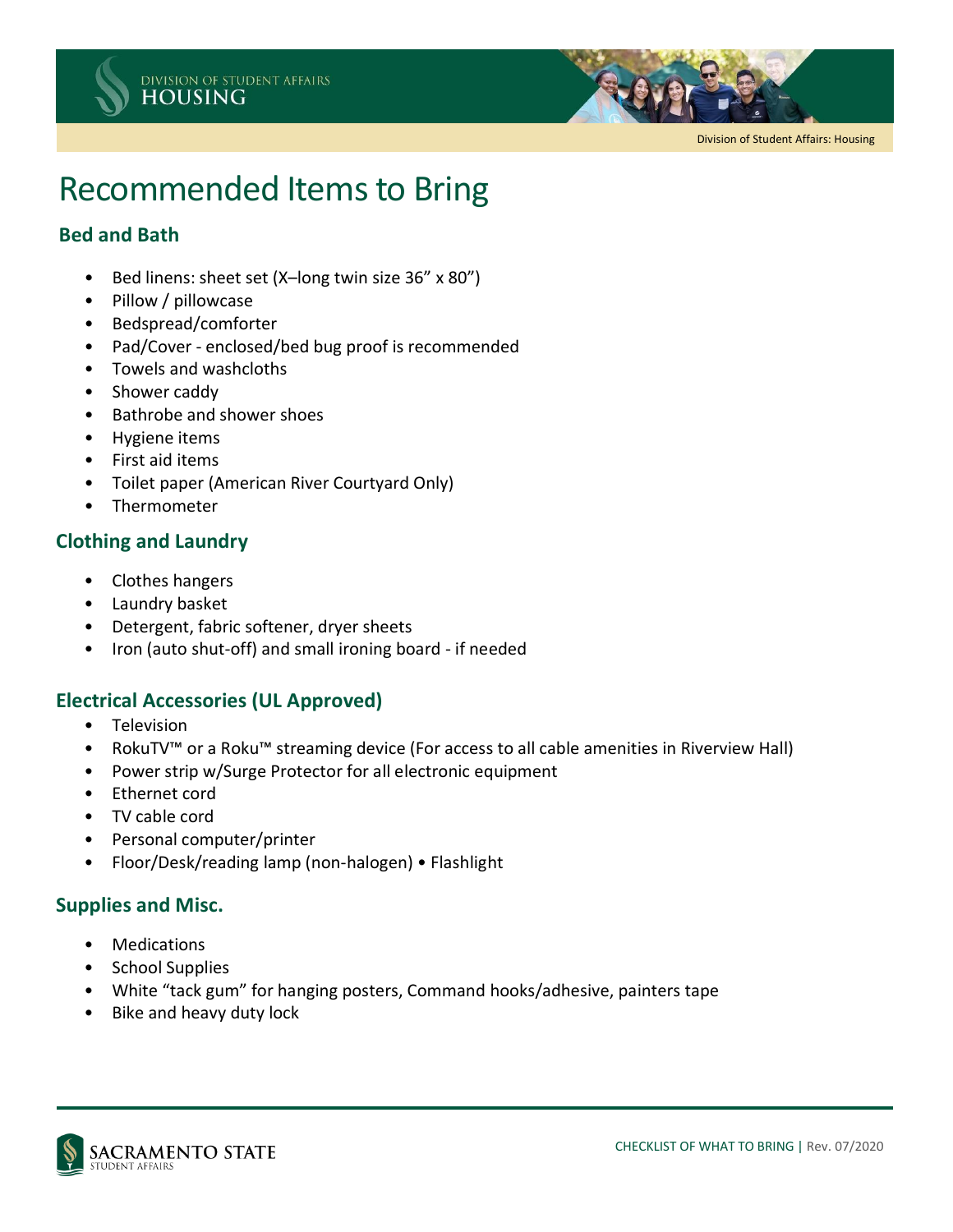# Recommended Items to Bring

## Bed and Bath

- Bed linens: sheet set (X–long twin size 36” x 80”)
- Pillow / pillowcase
- Bedspread/comforter
- Pad/Cover - enclosed/bed bug proof is recommended
- Towels and washcloths
- Shower caddy
- Bathrobe and shower shoes
- Hygiene items
- First aid items
- Toilet paper (American River Courtyard Only)
- Thermometer

## Clothing and Laundry

- Clothes hangers
- Laundry basket
- Detergent, fabric softener, dryer sheets
- Iron (auto shut-off) and small ironing board - if needed

## Electrical Accessories (UL Approved)

- Television
- RokuTV™ or a Roku™ streaming device (For access to all cable amenities in Riverview Hall)
- Power strip w/Surge Protector for all electronic equipment
- Ethernet cord
- TV cable cord
- Personal computer/printer
- Floor/Desk/reading lamp (non-halogen) • Flashlight

## Supplies and Misc.

- Medications
- School Supplies
- White “tack gum” for hanging posters, Command hooks/adhesive, painters tape
- Bike and heavy duty lock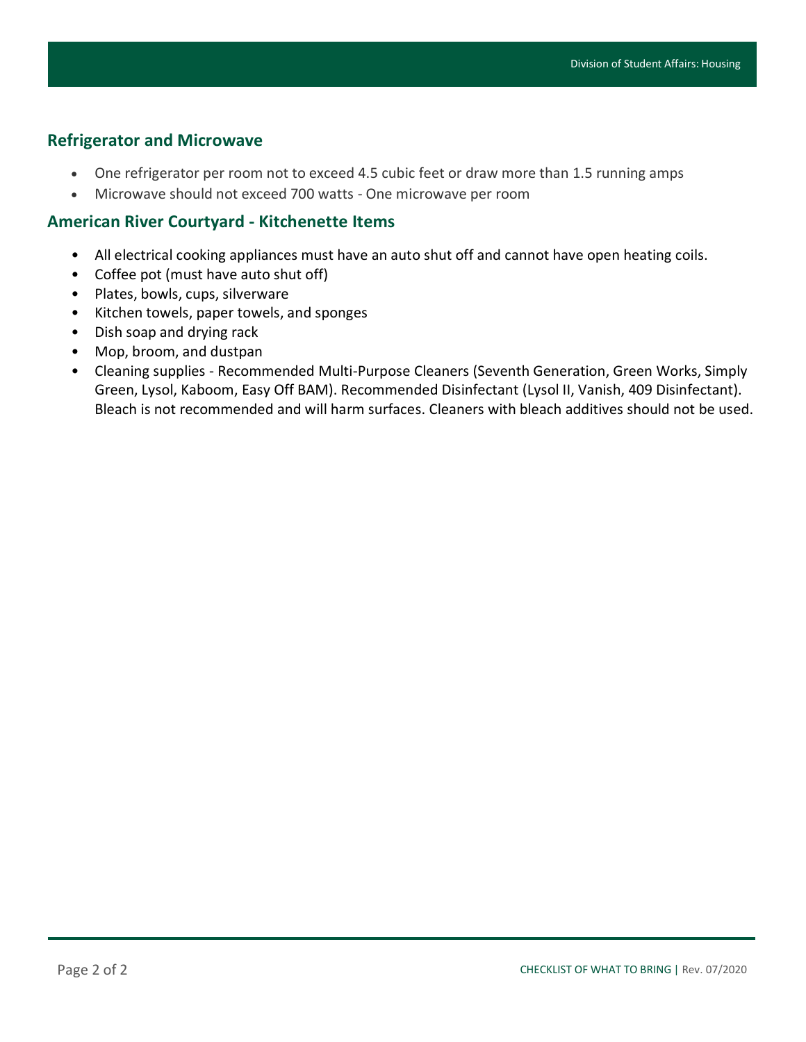## Refrigerator and Microwave

- One refrigerator per room not to exceed 4.5 cubic feet or draw more than 1.5 running amps
- Microwave should not exceed 700 watts - One microwave per room

## American River Courtyard - Kitchenette Items

- All electrical cooking appliances must have an auto shut off and cannot have open heating coils.
- Coffee pot (must have auto shut off)
- Plates, bowls, cups, silverware
- Kitchen towels, paper towels, and sponges
- Dish soap and drying rack
- Mop, broom, and dustpan
- Cleaning supplies - Recommended Multi-Purpose Cleaners (Seventh Generation, Green Works, Simply Green, Lysol, Kaboom, Easy Off BAM). Recommended Disinfectant (Lysol II, Vanish, 409 Disinfectant). Bleach is not recommended and will harm surfaces. Cleaners with bleach additives should not be used.